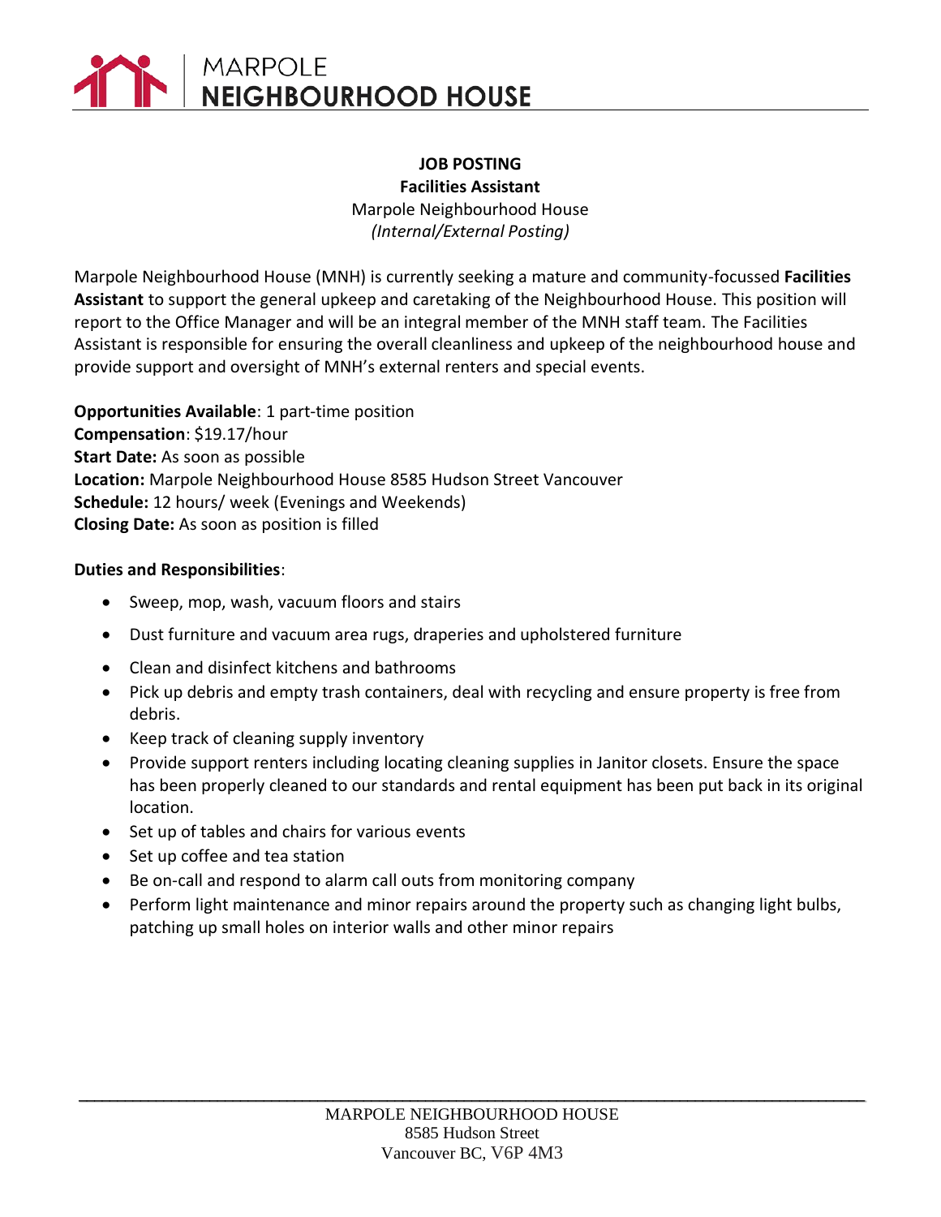# MARPOLE NEIGHBOURHOOD HOUSE

**JOB POSTING**
**Facilities Assistant**
Marpole Neighbourhood House
*(Internal/External Posting)*

Marpole Neighbourhood House (MNH) is currently seeking a mature and community-focussed **Facilities Assistant** to support the general upkeep and caretaking of the Neighbourhood House. This position will report to the Office Manager and will be an integral member of the MNH staff team. The Facilities Assistant is responsible for ensuring the overall cleanliness and upkeep of the neighbourhood house and provide support and oversight of MNH's external renters and special events.

**Opportunities Available**: 1 part-time position
**Compensation**: $19.17/hour
**Start Date:** As soon as possible
**Location:** Marpole Neighbourhood House 8585 Hudson Street Vancouver
**Schedule:** 12 hours/ week (Evenings and Weekends)
**Closing Date:** As soon as position is filled

**Duties and Responsibilities**:

- Sweep, mop, wash, vacuum floors and stairs
- Dust furniture and vacuum area rugs, draperies and upholstered furniture
- Clean and disinfect kitchens and bathrooms
- Pick up debris and empty trash containers, deal with recycling and ensure property is free from debris.
- Keep track of cleaning supply inventory
- Provide support renters including locating cleaning supplies in Janitor closets. Ensure the space has been properly cleaned to our standards and rental equipment has been put back in its original location.
- Set up of tables and chairs for various events
- Set up coffee and tea station
- Be on-call and respond to alarm call outs from monitoring company
- Perform light maintenance and minor repairs around the property such as changing light bulbs, patching up small holes on interior walls and other minor repairs

MARPOLE NEIGHBOURHOOD HOUSE
8585 Hudson Street
Vancouver BC, V6P 4M3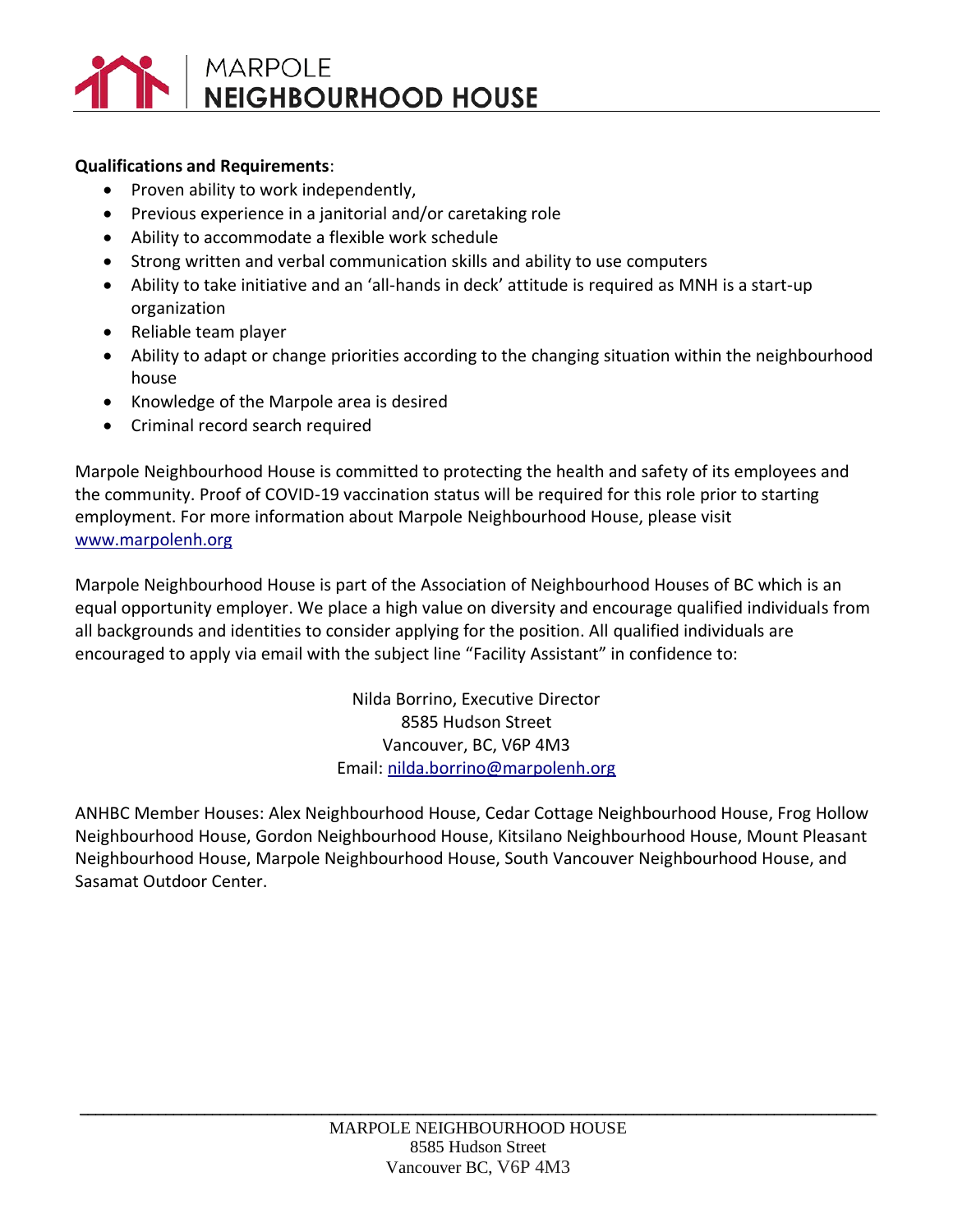**Qualifications and Requirements**:

- Proven ability to work independently,
- Previous experience in a janitorial and/or caretaking role
- Ability to accommodate a flexible work schedule
- Strong written and verbal communication skills and ability to use computers
- Ability to take initiative and an 'all-hands in deck' attitude is required as MNH is a start-up organization
- Reliable team player
- Ability to adapt or change priorities according to the changing situation within the neighbourhood house
- Knowledge of the Marpole area is desired
- Criminal record search required

Marpole Neighbourhood House is committed to protecting the health and safety of its employees and the community. Proof of COVID-19 vaccination status will be required for this role prior to starting employment. For more information about Marpole Neighbourhood House, please visit [www.marpolenh.org](www.marpolenh.org)

Marpole Neighbourhood House is part of the Association of Neighbourhood Houses of BC which is an equal opportunity employer. We place a high value on diversity and encourage qualified individuals from all backgrounds and identities to consider applying for the position. All qualified individuals are encouraged to apply via email with the subject line "Facility Assistant" in confidence to:

Nilda Borrino, Executive Director
8585 Hudson Street
Vancouver, BC, V6P 4M3
Email: [nilda.borrino@marpolenh.org](mailto:nilda.borrino@marpolenh.org)

ANHBC Member Houses: Alex Neighbourhood House, Cedar Cottage Neighbourhood House, Frog Hollow Neighbourhood House, Gordon Neighbourhood House, Kitsilano Neighbourhood House, Mount Pleasant Neighbourhood House, Marpole Neighbourhood House, South Vancouver Neighbourhood House, and Sasamat Outdoor Center.